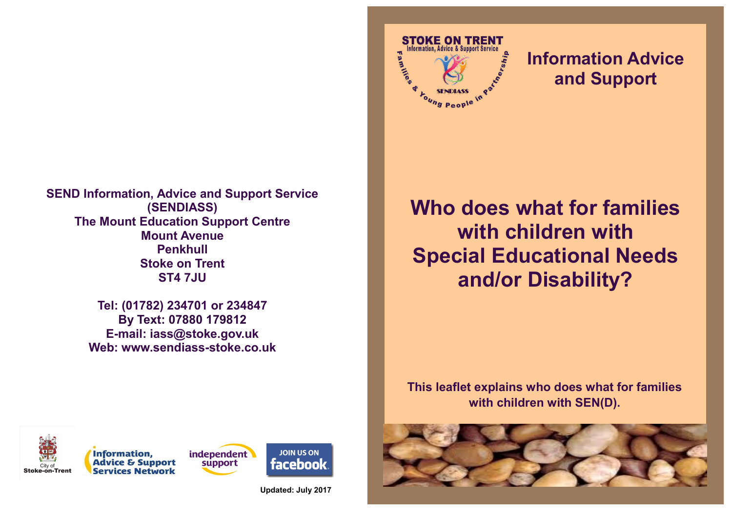**SEND Information, Advice and Support Service (SENDIASS)**
**The Mount Education Support Centre**
**Mount Avenue**
**Penkhull**
**Stoke on Trent**
**ST4 7JU**

**Tel: (01782) 234701 or 234847**
**By Text: 07880 179812**
**E-mail: iass@stoke.gov.uk**
**Web: www.sendiass-stoke.co.uk**

**Updated: July 2017**

STOKE ON TRENT
Information, Advice & Support Service
SENDIASS
Families & Young People in Partnership

## Information Advice and Support

# Who does what for families with children with Special Educational Needs and/or Disability?

**This leaflet explains who does what for families with children with SEN(D).**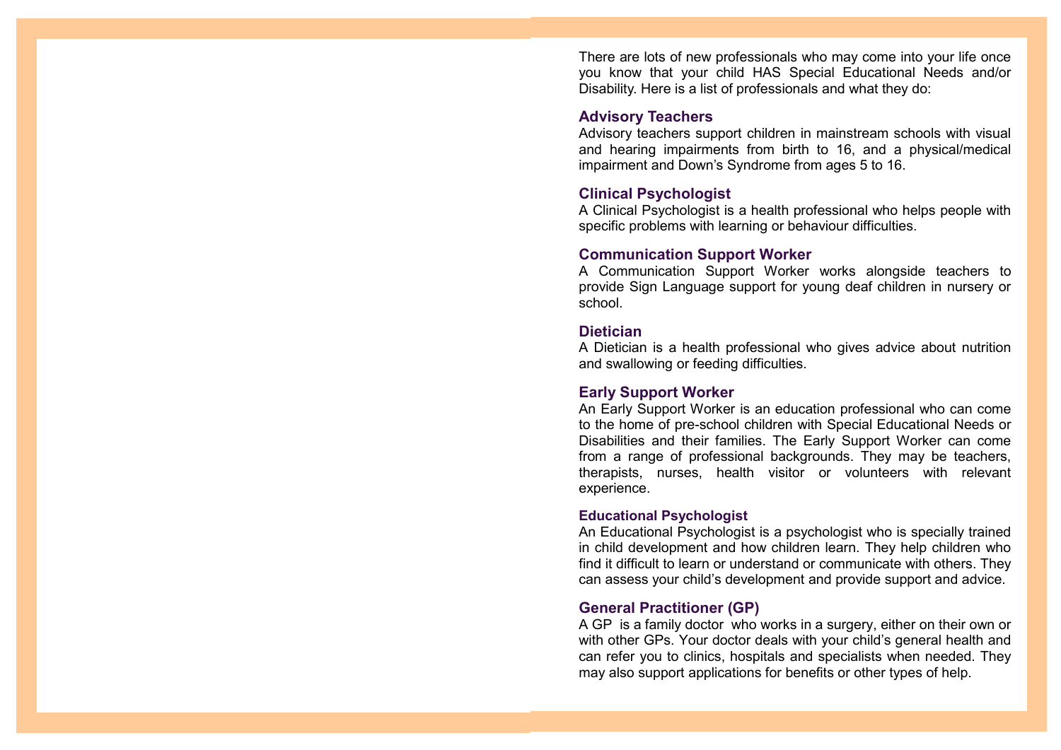There are lots of new professionals who may come into your life once you know that your child HAS Special Educational Needs and/or Disability. Here is a list of professionals and what they do:

### Advisory Teachers

Advisory teachers support children in mainstream schools with visual and hearing impairments from birth to 16, and a physical/medical impairment and Down's Syndrome from ages 5 to 16.

### Clinical Psychologist

A Clinical Psychologist is a health professional who helps people with specific problems with learning or behaviour difficulties.

### Communication Support Worker

A Communication Support Worker works alongside teachers to provide Sign Language support for young deaf children in nursery or school.

### Dietician

A Dietician is a health professional who gives advice about nutrition and swallowing or feeding difficulties.

### Early Support Worker

An Early Support Worker is an education professional who can come to the home of pre-school children with Special Educational Needs or Disabilities and their families. The Early Support Worker can come from a range of professional backgrounds. They may be teachers, therapists, nurses, health visitor or volunteers with relevant experience.

### Educational Psychologist

An Educational Psychologist is a psychologist who is specially trained in child development and how children learn. They help children who find it difficult to learn or understand or communicate with others. They can assess your child's development and provide support and advice.

### General Practitioner (GP)

A GP is a family doctor who works in a surgery, either on their own or with other GPs. Your doctor deals with your child's general health and can refer you to clinics, hospitals and specialists when needed. They may also support applications for benefits or other types of help.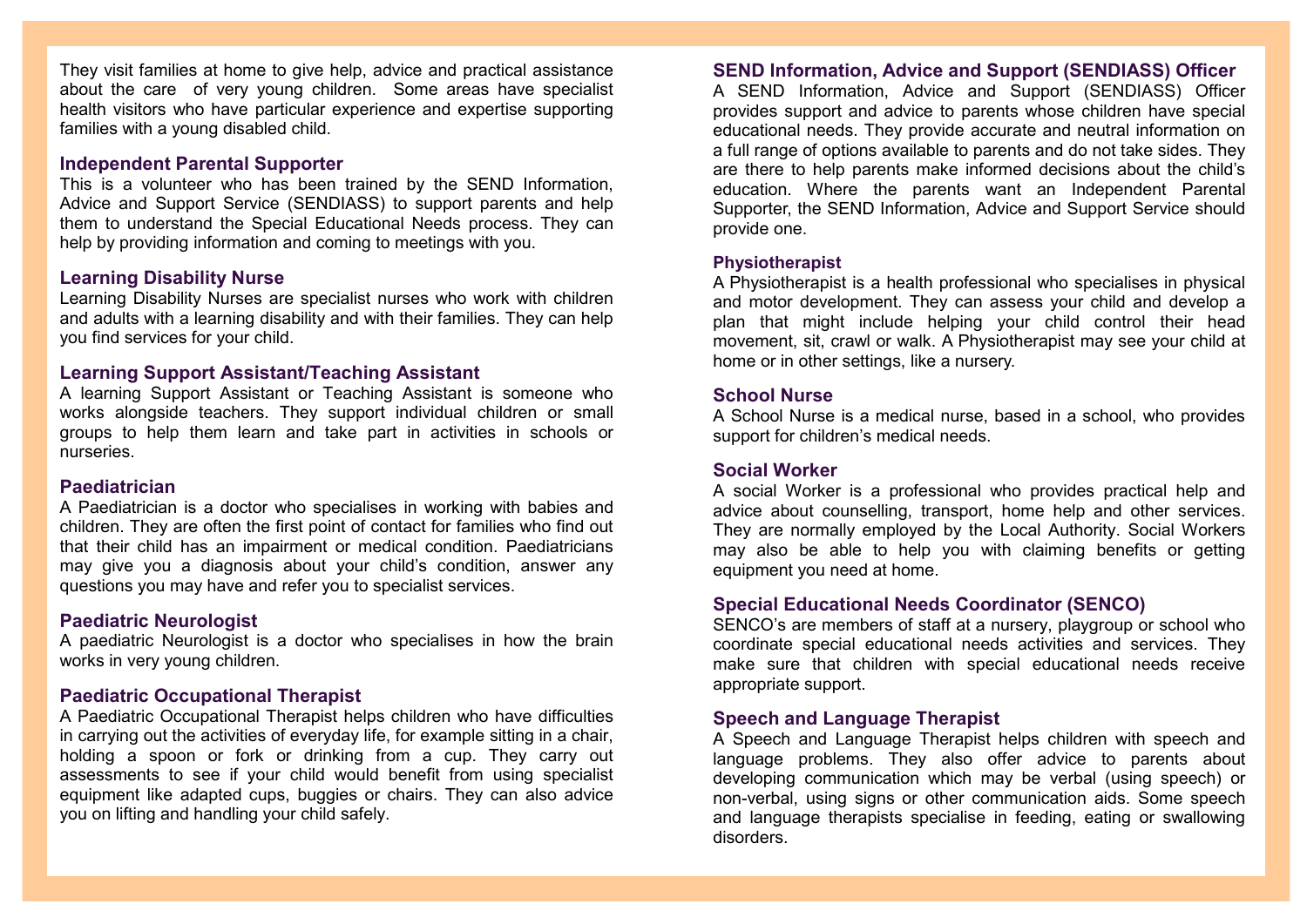They visit families at home to give help, advice and practical assistance about the care  of very young children.  Some areas have specialist health visitors who have particular experience and expertise supporting families with a young disabled child.

### Independent Parental Supporter

This is a volunteer who has been trained by the SEND Information, Advice and Support Service (SENDIASS) to support parents and help them to understand the Special Educational Needs process. They can help by providing information and coming to meetings with you.

### Learning Disability Nurse

Learning Disability Nurses are specialist nurses who work with children and adults with a learning disability and with their families. They can help you find services for your child.

### Learning Support Assistant/Teaching Assistant

A learning Support Assistant or Teaching Assistant is someone who works alongside teachers. They support individual children or small groups to help them learn and take part in activities in schools or nurseries.

### Paediatrician

A Paediatrician is a doctor who specialises in working with babies and children. They are often the first point of contact for families who find out that their child has an impairment or medical condition. Paediatricians may give you a diagnosis about your child's condition, answer any questions you may have and refer you to specialist services.

### Paediatric Neurologist

A paediatric Neurologist is a doctor who specialises in how the brain works in very young children.

### Paediatric Occupational Therapist

A Paediatric Occupational Therapist helps children who have difficulties in carrying out the activities of everyday life, for example sitting in a chair, holding a spoon or fork or drinking from a cup. They carry out assessments to see if your child would benefit from using specialist equipment like adapted cups, buggies or chairs. They can also advice you on lifting and handling your child safely.

### SEND Information, Advice and Support (SENDIASS) Officer

A SEND Information, Advice and Support (SENDIASS) Officer provides support and advice to parents whose children have special educational needs. They provide accurate and neutral information on a full range of options available to parents and do not take sides. They are there to help parents make informed decisions about the child's education. Where the parents want an Independent Parental Supporter, the SEND Information, Advice and Support Service should provide one.

### Physiotherapist

A Physiotherapist is a health professional who specialises in physical and motor development. They can assess your child and develop a plan that might include helping your child control their head movement, sit, crawl or walk. A Physiotherapist may see your child at home or in other settings, like a nursery.

### School Nurse

A School Nurse is a medical nurse, based in a school, who provides support for children's medical needs.

### Social Worker

A social Worker is a professional who provides practical help and advice about counselling, transport, home help and other services. They are normally employed by the Local Authority. Social Workers may also be able to help you with claiming benefits or getting equipment you need at home.

### Special Educational Needs Coordinator (SENCO)

SENCO's are members of staff at a nursery, playgroup or school who coordinate special educational needs activities and services. They make sure that children with special educational needs receive appropriate support.

### Speech and Language Therapist

A Speech and Language Therapist helps children with speech and language problems. They also offer advice to parents about developing communication which may be verbal (using speech) or non-verbal, using signs or other communication aids. Some speech and language therapists specialise in feeding, eating or swallowing disorders.